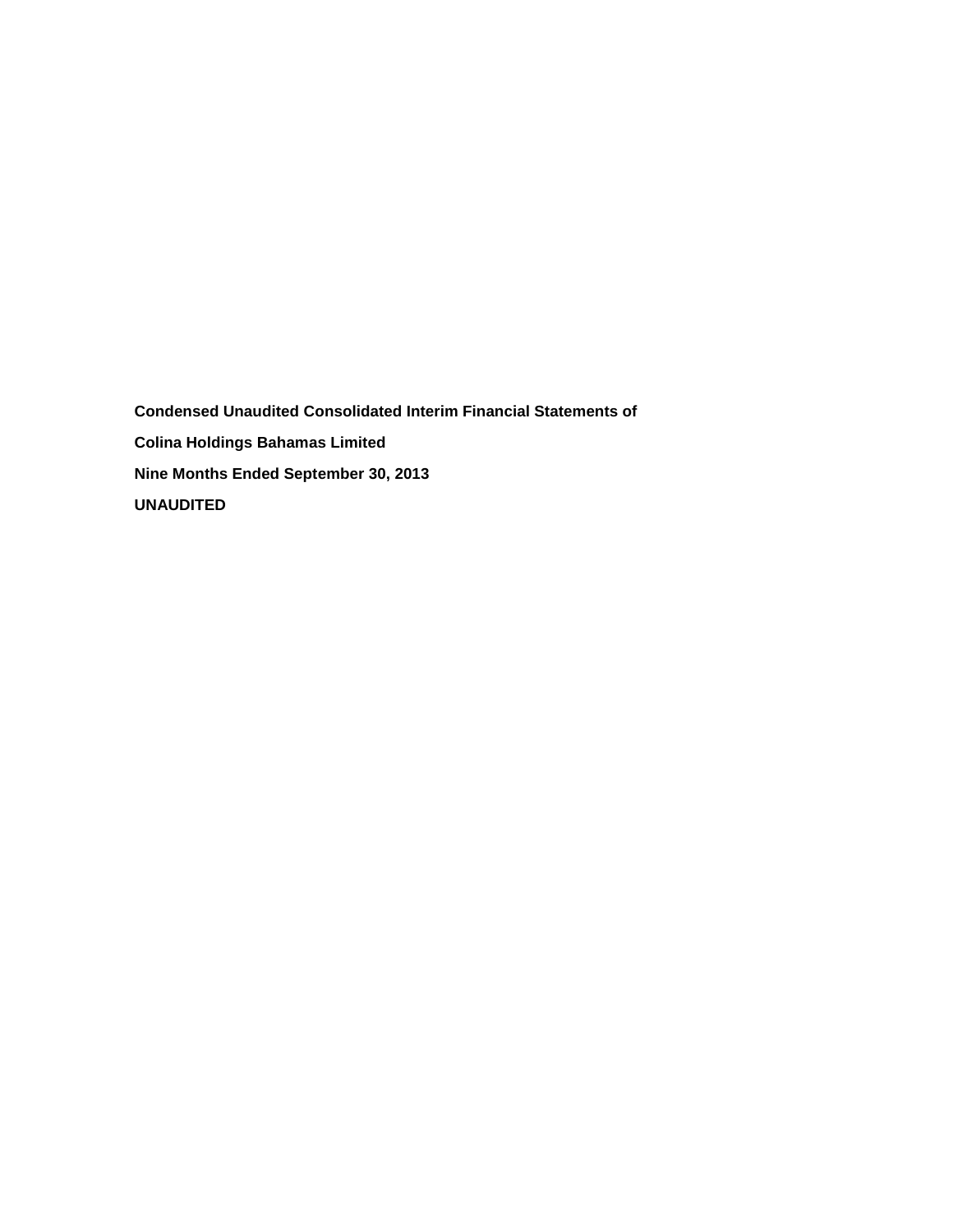**Condensed Unaudited Consolidated Interim Financial Statements of**

**Colina Holdings Bahamas Limited**

**Nine Months Ended September 30, 2013**

**UNAUDITED**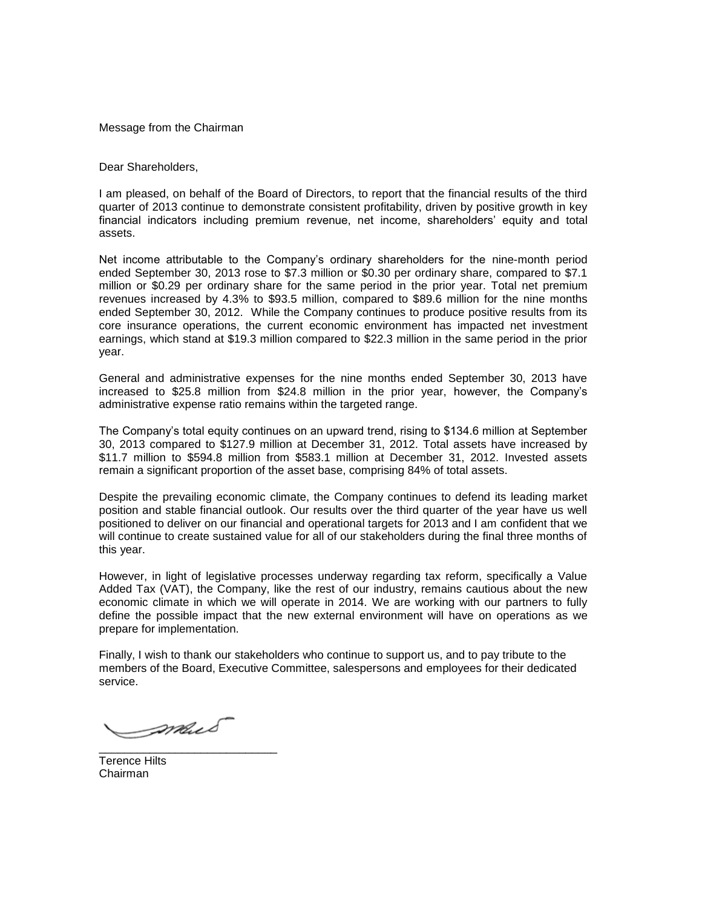Message from the Chairman

Dear Shareholders,

I am pleased, on behalf of the Board of Directors, to report that the financial results of the third quarter of 2013 continue to demonstrate consistent profitability, driven by positive growth in key financial indicators including premium revenue, net income, shareholders' equity and total assets.

Net income attributable to the Company's ordinary shareholders for the nine-month period ended September 30, 2013 rose to $7.3 million or $0.30 per ordinary share, compared to $7.1 million or $0.29 per ordinary share for the same period in the prior year. Total net premium revenues increased by 4.3% to $93.5 million, compared to $89.6 million for the nine months ended September 30, 2012. While the Company continues to produce positive results from its core insurance operations, the current economic environment has impacted net investment earnings, which stand at $19.3 million compared to $22.3 million in the same period in the prior year.

General and administrative expenses for the nine months ended September 30, 2013 have increased to $25.8 million from $24.8 million in the prior year, however, the Company's administrative expense ratio remains within the targeted range.

The Company's total equity continues on an upward trend, rising to $134.6 million at September 30, 2013 compared to $127.9 million at December 31, 2012. Total assets have increased by $11.7 million to $594.8 million from $583.1 million at December 31, 2012. Invested assets remain a significant proportion of the asset base, comprising 84% of total assets.

Despite the prevailing economic climate, the Company continues to defend its leading market position and stable financial outlook. Our results over the third quarter of the year have us well positioned to deliver on our financial and operational targets for 2013 and I am confident that we will continue to create sustained value for all of our stakeholders during the final three months of this year.

However, in light of legislative processes underway regarding tax reform, specifically a Value Added Tax (VAT), the Company, like the rest of our industry, remains cautious about the new economic climate in which we will operate in 2014. We are working with our partners to fully define the possible impact that the new external environment will have on operations as we prepare for implementation.

Finally, I wish to thank our stakeholders who continue to support us, and to pay tribute to the members of the Board, Executive Committee, salespersons and employees for their dedicated service.

Terence Hilts
Chairman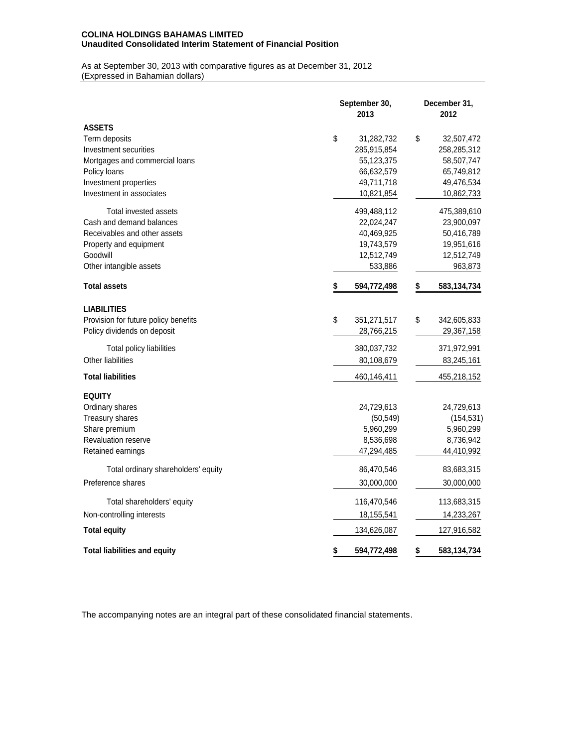**COLINA HOLDINGS BAHAMAS LIMITED**
**Unaudited Consolidated Interim Statement of Financial Position**

As at September 30, 2013 with comparative figures as at December 31, 2012
(Expressed in Bahamian dollars)

| | September 30, 2013 | December 31, 2012 |
|---|---|---|
| **ASSETS** | | |
| Term deposits | $ 31,282,732 | $ 32,507,472 |
| Investment securities | 285,915,854 | 258,285,312 |
| Mortgages and commercial loans | 55,123,375 | 58,507,747 |
| Policy loans | 66,632,579 | 65,749,812 |
| Investment properties | 49,711,718 | 49,476,534 |
| Investment in associates | 10,821,854 | 10,862,733 |
| Total invested assets | 499,488,112 | 475,389,610 |
| Cash and demand balances | 22,024,247 | 23,900,097 |
| Receivables and other assets | 40,469,925 | 50,416,789 |
| Property and equipment | 19,743,579 | 19,951,616 |
| Goodwill | 12,512,749 | 12,512,749 |
| Other intangible assets | 533,886 | 963,873 |
| **Total assets** | **$ 594,772,498** | **$ 583,134,734** |
| **LIABILITIES** | | |
| Provision for future policy benefits | $ 351,271,517 | $ 342,605,833 |
| Policy dividends on deposit | 28,766,215 | 29,367,158 |
| Total policy liabilities | 380,037,732 | 371,972,991 |
| Other liabilities | 80,108,679 | 83,245,161 |
| **Total liabilities** | 460,146,411 | 455,218,152 |
| **EQUITY** | | |
| Ordinary shares | 24,729,613 | 24,729,613 |
| Treasury shares | (50,549) | (154,531) |
| Share premium | 5,960,299 | 5,960,299 |
| Revaluation reserve | 8,536,698 | 8,736,942 |
| Retained earnings | 47,294,485 | 44,410,992 |
| Total ordinary shareholders' equity | 86,470,546 | 83,683,315 |
| Preference shares | 30,000,000 | 30,000,000 |
| Total shareholders' equity | 116,470,546 | 113,683,315 |
| Non-controlling interests | 18,155,541 | 14,233,267 |
| **Total equity** | 134,626,087 | 127,916,582 |
| **Total liabilities and equity** | **$ 594,772,498** | **$ 583,134,734** |

The accompanying notes are an integral part of these consolidated financial statements.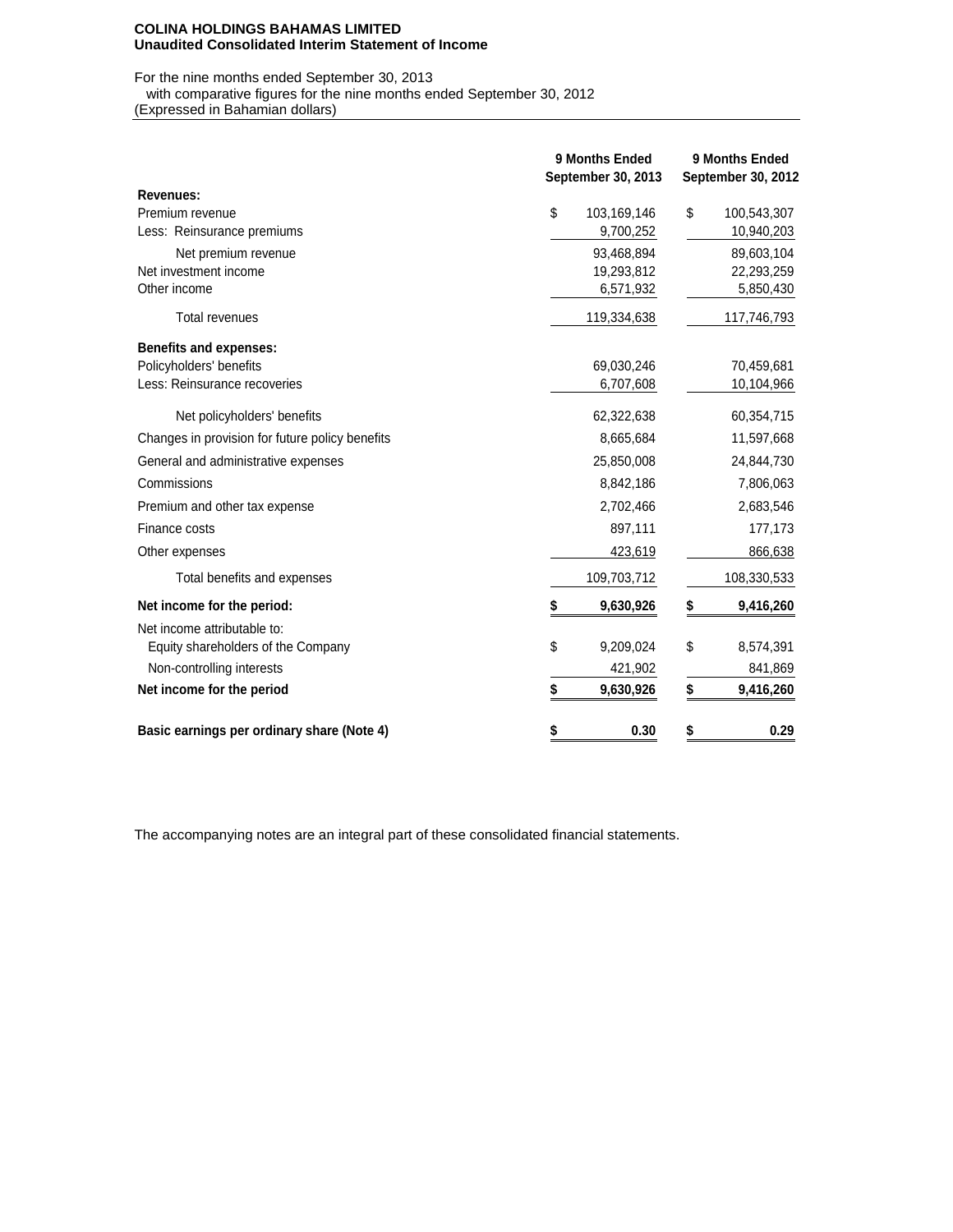**COLINA HOLDINGS BAHAMAS LIMITED**
**Unaudited Consolidated Interim Statement of Income**

For the nine months ended September 30, 2013
with comparative figures for the nine months ended September 30, 2012
(Expressed in Bahamian dollars)

| | 9 Months Ended September 30, 2013 | 9 Months Ended September 30, 2012 |
|---|---|---|
| **Revenues:** | | |
| Premium revenue | $ 103,169,146 | $ 100,543,307 |
| Less: Reinsurance premiums | 9,700,252 | 10,940,203 |
| Net premium revenue | 93,468,894 | 89,603,104 |
| Net investment income | 19,293,812 | 22,293,259 |
| Other income | 6,571,932 | 5,850,430 |
| Total revenues | 119,334,638 | 117,746,793 |
| **Benefits and expenses:** | | |
| Policyholders' benefits | 69,030,246 | 70,459,681 |
| Less: Reinsurance recoveries | 6,707,608 | 10,104,966 |
| Net policyholders' benefits | 62,322,638 | 60,354,715 |
| Changes in provision for future policy benefits | 8,665,684 | 11,597,668 |
| General and administrative expenses | 25,850,008 | 24,844,730 |
| Commissions | 8,842,186 | 7,806,063 |
| Premium and other tax expense | 2,702,466 | 2,683,546 |
| Finance costs | 897,111 | 177,173 |
| Other expenses | 423,619 | 866,638 |
| Total benefits and expenses | 109,703,712 | 108,330,533 |
| **Net income for the period:** | **$ 9,630,926** | **$ 9,416,260** |
| Net income attributable to: | | |
| Equity shareholders of the Company | $ 9,209,024 | $ 8,574,391 |
| Non-controlling interests | 421,902 | 841,869 |
| **Net income for the period** | **$ 9,630,926** | **$ 9,416,260** |
| **Basic earnings per ordinary share (Note 4)** | **$ 0.30** | **$ 0.29** |

The accompanying notes are an integral part of these consolidated financial statements.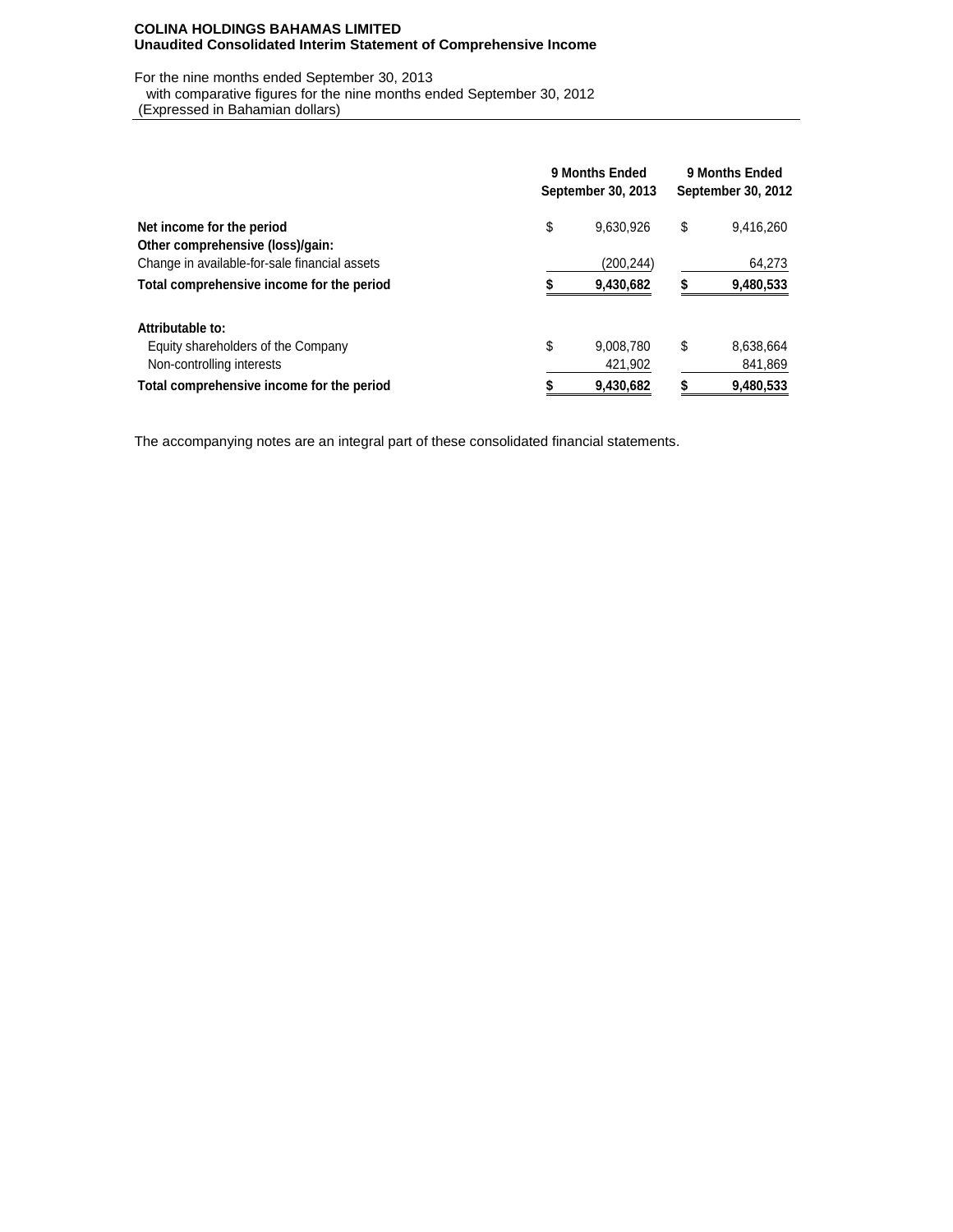**COLINA HOLDINGS BAHAMAS LIMITED**
**Unaudited Consolidated Interim Statement of Comprehensive Income**

For the nine months ended September 30, 2013
with comparative figures for the nine months ended September 30, 2012
(Expressed in Bahamian dollars)

| | 9 Months Ended September 30, 2013 | 9 Months Ended September 30, 2012 |
|---|---|---|
| **Net income for the period** | $ 9,630,926 | $ 9,416,260 |
| **Other comprehensive (loss)/gain:** | | |
| Change in available-for-sale financial assets | (200,244) | 64,273 |
| **Total comprehensive income for the period** | **$ 9,430,682** | **$ 9,480,533** |
| | | |
| **Attributable to:** | | |
| Equity shareholders of the Company | $ 9,008,780 | $ 8,638,664 |
| Non-controlling interests | 421,902 | 841,869 |
| **Total comprehensive income for the period** | **$ 9,430,682** | **$ 9,480,533** |

The accompanying notes are an integral part of these consolidated financial statements.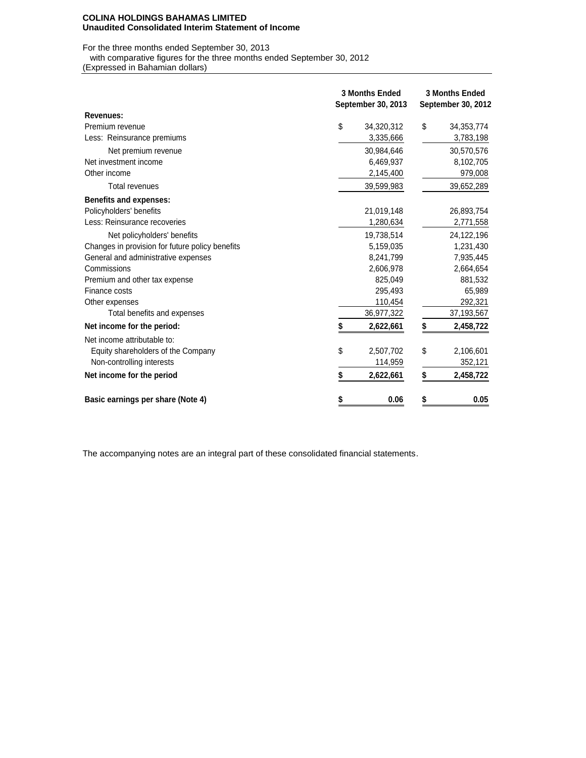**COLINA HOLDINGS BAHAMAS LIMITED**
**Unaudited Consolidated Interim Statement of Income**

For the three months ended September 30, 2013
with comparative figures for the three months ended September 30, 2012
(Expressed in Bahamian dollars)

| | 3 Months Ended September 30, 2013 | 3 Months Ended September 30, 2012 |
|---|---|---|
| **Revenues:** | | |
| Premium revenue | $ 34,320,312 | $ 34,353,774 |
| Less: Reinsurance premiums | 3,335,666 | 3,783,198 |
| Net premium revenue | 30,984,646 | 30,570,576 |
| Net investment income | 6,469,937 | 8,102,705 |
| Other income | 2,145,400 | 979,008 |
| Total revenues | 39,599,983 | 39,652,289 |
| **Benefits and expenses:** | | |
| Policyholders' benefits | 21,019,148 | 26,893,754 |
| Less: Reinsurance recoveries | 1,280,634 | 2,771,558 |
| Net policyholders' benefits | 19,738,514 | 24,122,196 |
| Changes in provision for future policy benefits | 5,159,035 | 1,231,430 |
| General and administrative expenses | 8,241,799 | 7,935,445 |
| Commissions | 2,606,978 | 2,664,654 |
| Premium and other tax expense | 825,049 | 881,532 |
| Finance costs | 295,493 | 65,989 |
| Other expenses | 110,454 | 292,321 |
| Total benefits and expenses | 36,977,322 | 37,193,567 |
| **Net income for the period:** | **$ 2,622,661** | **$ 2,458,722** |
| Net income attributable to: | | |
| Equity shareholders of the Company | $ 2,507,702 | $ 2,106,601 |
| Non-controlling interests | 114,959 | 352,121 |
| **Net income for the period** | **$ 2,622,661** | **$ 2,458,722** |
| **Basic earnings per share (Note 4)** | **$ 0.06** | **$ 0.05** |

The accompanying notes are an integral part of these consolidated financial statements.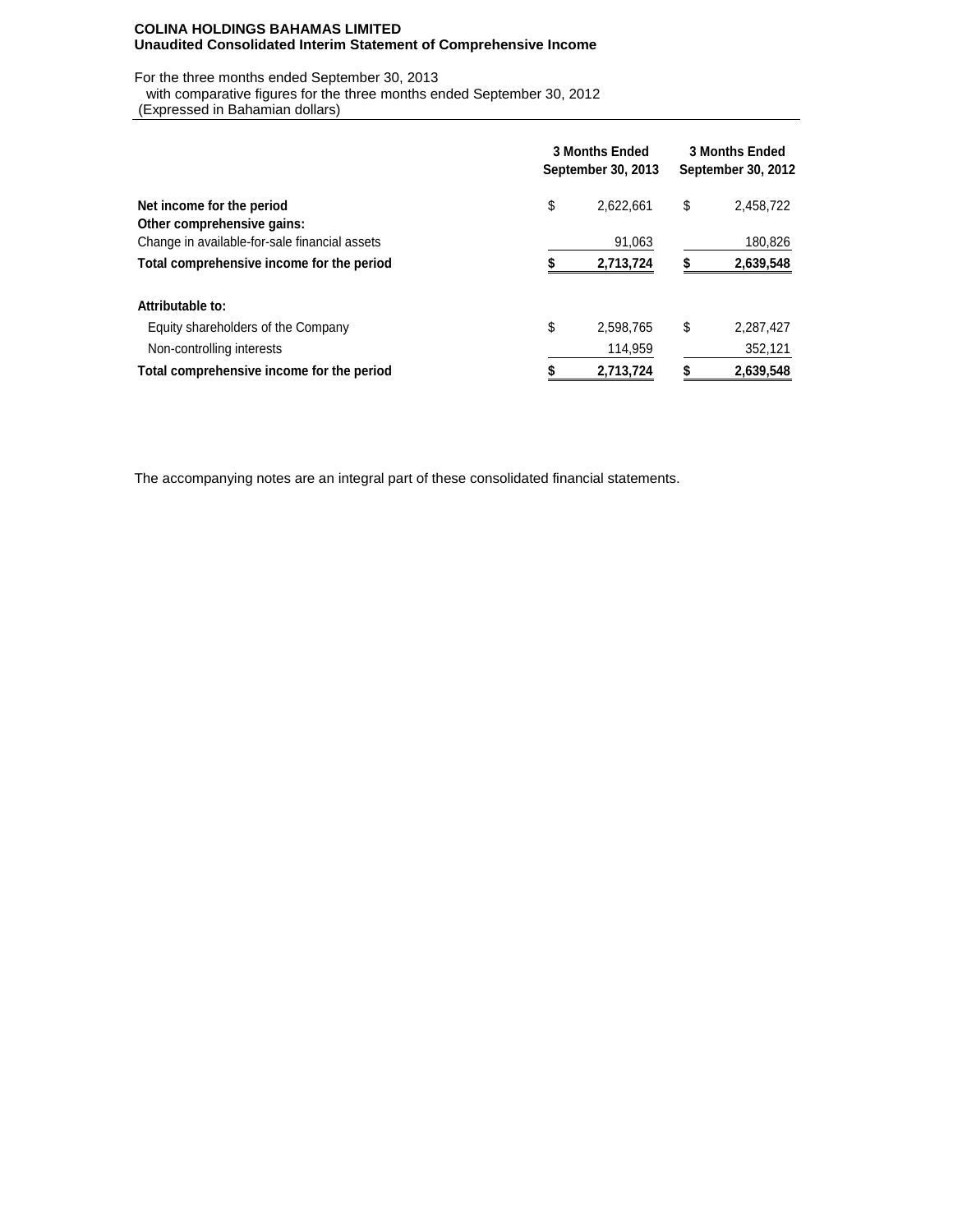**COLINA HOLDINGS BAHAMAS LIMITED**
**Unaudited Consolidated Interim Statement of Comprehensive Income**

For the three months ended September 30, 2013
with comparative figures for the three months ended September 30, 2012
(Expressed in Bahamian dollars)

| | 3 Months Ended September 30, 2013 | 3 Months Ended September 30, 2012 |
|---|---|---|
| **Net income for the period** | $ 2,622,661 | $ 2,458,722 |
| **Other comprehensive gains:** | | |
| Change in available-for-sale financial assets | 91,063 | 180,826 |
| **Total comprehensive income for the period** | **$ 2,713,724** | **$ 2,639,548** |
| | | |
| **Attributable to:** | | |
| Equity shareholders of the Company | $ 2,598,765 | $ 2,287,427 |
| Non-controlling interests | 114,959 | 352,121 |
| **Total comprehensive income for the period** | **$ 2,713,724** | **$ 2,639,548** |

The accompanying notes are an integral part of these consolidated financial statements.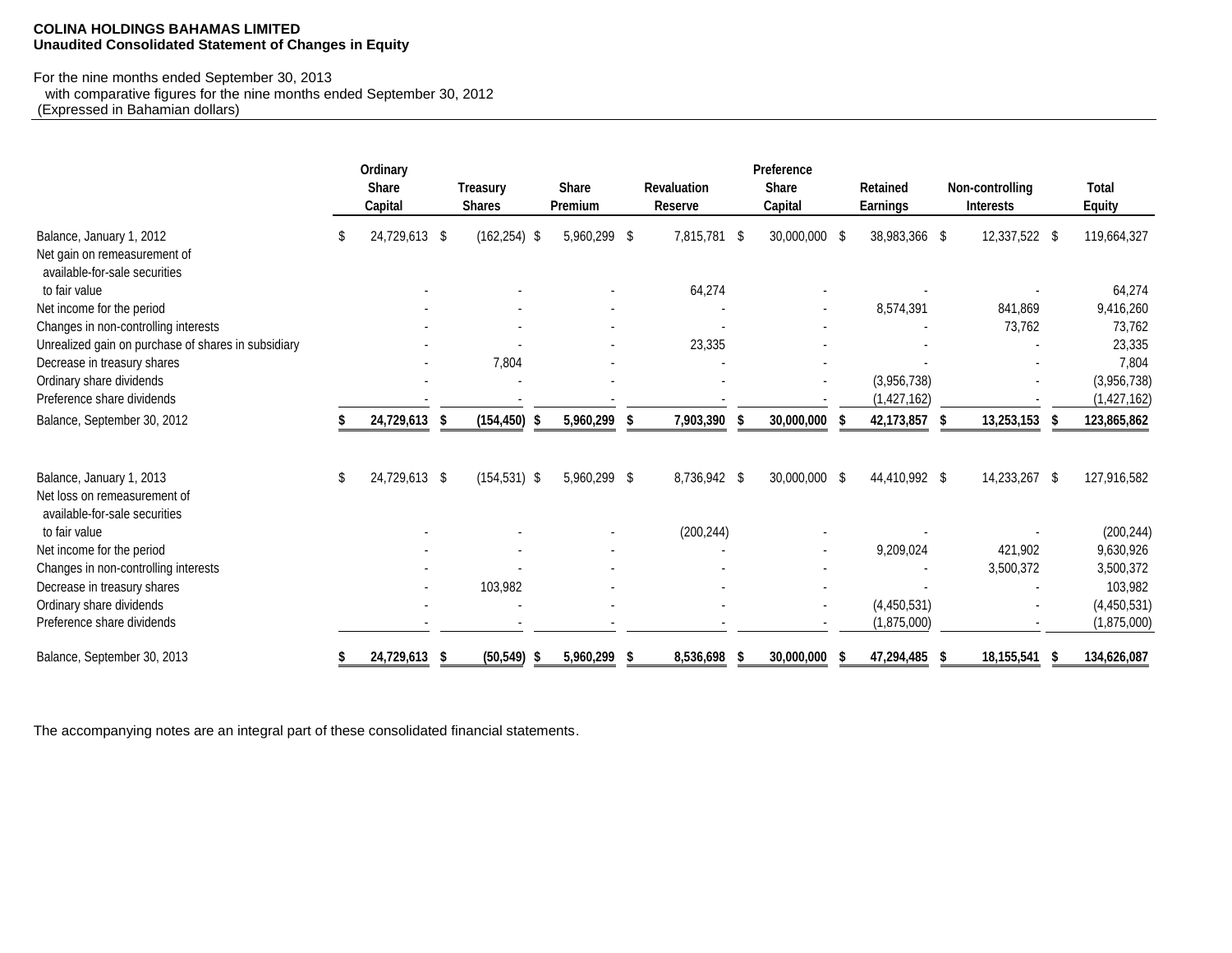**COLINA HOLDINGS BAHAMAS LIMITED**
**Unaudited Consolidated Statement of Changes in Equity**

For the nine months ended September 30, 2013
with comparative figures for the nine months ended September 30, 2012
(Expressed in Bahamian dollars)

| | Ordinary Share Capital | Treasury Shares | Share Premium | Revaluation Reserve | Preference Share Capital | Retained Earnings | Non-controlling Interests | Total Equity |
|---|---|---|---|---|---|---|---|---|
| Balance, January 1, 2012 | $ 24,729,613 | $ (162,254) | $ 5,960,299 | $ 7,815,781 | $ 30,000,000 | $ 38,983,366 | $ 12,337,522 | $ 119,664,327 |
| Net gain on remeasurement of available-for-sale securities to fair value | - | - | - | 64,274 | - | - | - | 64,274 |
| Net income for the period | - | - | - | - | - | 8,574,391 | 841,869 | 9,416,260 |
| Changes in non-controlling interests | - | - | - | - | - | - | 73,762 | 73,762 |
| Unrealized gain on purchase of shares in subsidiary | - | - | - | 23,335 | - | - | - | 23,335 |
| Decrease in treasury shares | - | 7,804 | - | - | - | - | - | 7,804 |
| Ordinary share dividends | - | - | - | - | - | (3,956,738) | - | (3,956,738) |
| Preference share dividends | - | - | - | - | - | (1,427,162) | - | (1,427,162) |
| **Balance, September 30, 2012** | **$ 24,729,613** | **$ (154,450)** | **$ 5,960,299** | **$ 7,903,390** | **$ 30,000,000** | **$ 42,173,857** | **$ 13,253,153** | **$ 123,865,862** |
| | | | | | | | | |
| Balance, January 1, 2013 | $ 24,729,613 | $ (154,531) | $ 5,960,299 | $ 8,736,942 | $ 30,000,000 | $ 44,410,992 | $ 14,233,267 | $ 127,916,582 |
| Net loss on remeasurement of available-for-sale securities to fair value | - | - | - | (200,244) | - | - | - | (200,244) |
| Net income for the period | - | - | - | - | - | 9,209,024 | 421,902 | 9,630,926 |
| Changes in non-controlling interests | - | - | - | - | - | - | 3,500,372 | 3,500,372 |
| Decrease in treasury shares | - | 103,982 | - | - | - | - | - | 103,982 |
| Ordinary share dividends | - | - | - | - | - | (4,450,531) | - | (4,450,531) |
| Preference share dividends | - | - | - | - | - | (1,875,000) | - | (1,875,000) |
| **Balance, September 30, 2013** | **$ 24,729,613** | **$ (50,549)** | **$ 5,960,299** | **$ 8,536,698** | **$ 30,000,000** | **$ 47,294,485** | **$ 18,155,541** | **$ 134,626,087** |

The accompanying notes are an integral part of these consolidated financial statements.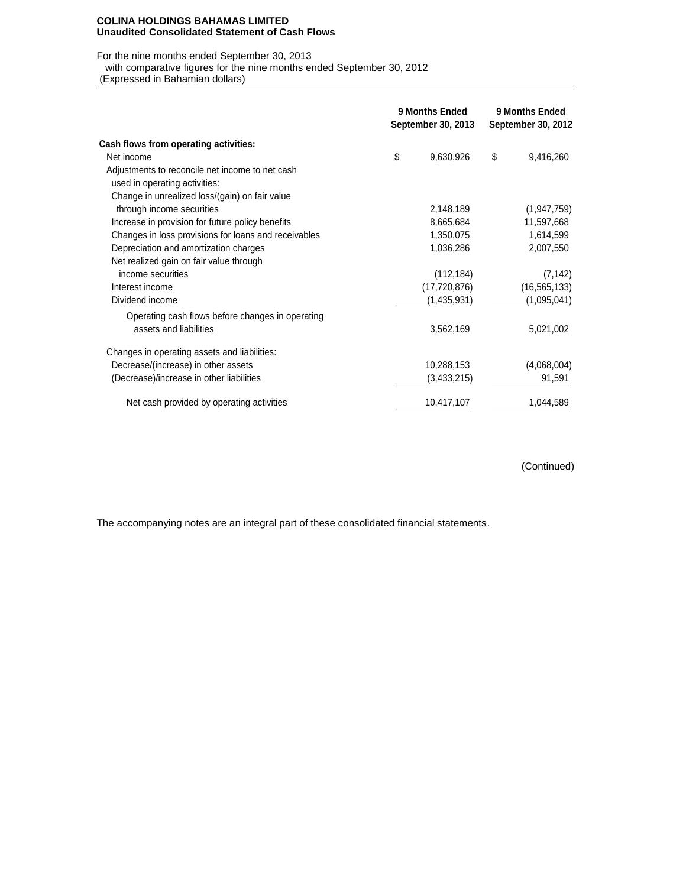**COLINA HOLDINGS BAHAMAS LIMITED**
**Unaudited Consolidated Statement of Cash Flows**

For the nine months ended September 30, 2013
with comparative figures for the nine months ended September 30, 2012
(Expressed in Bahamian dollars)

| | 9 Months Ended September 30, 2013 | 9 Months Ended September 30, 2012 |
|---|---|---|
| **Cash flows from operating activities:** | | |
| Net income | $ 9,630,926 | $ 9,416,260 |
| Adjustments to reconcile net income to net cash used in operating activities: | | |
| Change in unrealized loss/(gain) on fair value through income securities | 2,148,189 | (1,947,759) |
| Increase in provision for future policy benefits | 8,665,684 | 11,597,668 |
| Changes in loss provisions for loans and receivables | 1,350,075 | 1,614,599 |
| Depreciation and amortization charges | 1,036,286 | 2,007,550 |
| Net realized gain on fair value through income securities | (112,184) | (7,142) |
| Interest income | (17,720,876) | (16,565,133) |
| Dividend income | (1,435,931) | (1,095,041) |
| Operating cash flows before changes in operating assets and liabilities | 3,562,169 | 5,021,002 |
| Changes in operating assets and liabilities: | | |
| Decrease/(increase) in other assets | 10,288,153 | (4,068,004) |
| (Decrease)/increase in other liabilities | (3,433,215) | 91,591 |
| Net cash provided by operating activities | 10,417,107 | 1,044,589 |

(Continued)

The accompanying notes are an integral part of these consolidated financial statements.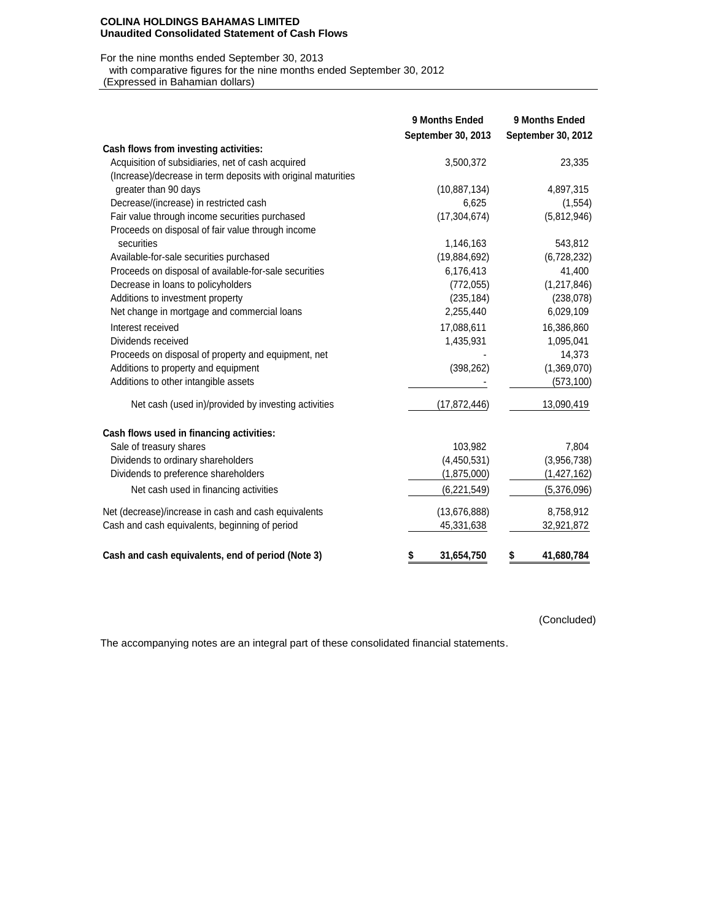**COLINA HOLDINGS BAHAMAS LIMITED**
**Unaudited Consolidated Statement of Cash Flows**

For the nine months ended September 30, 2013
with comparative figures for the nine months ended September 30, 2012
(Expressed in Bahamian dollars)

| | 9 Months Ended September 30, 2013 | 9 Months Ended September 30, 2012 |
|---|---|---|
| **Cash flows from investing activities:** | | |
| Acquisition of subsidiaries, net of cash acquired | 3,500,372 | 23,335 |
| (Increase)/decrease in term deposits with original maturities greater than 90 days | (10,887,134) | 4,897,315 |
| Decrease/(increase) in restricted cash | 6,625 | (1,554) |
| Fair value through income securities purchased | (17,304,674) | (5,812,946) |
| Proceeds on disposal of fair value through income securities | 1,146,163 | 543,812 |
| Available-for-sale securities purchased | (19,884,692) | (6,728,232) |
| Proceeds on disposal of available-for-sale securities | 6,176,413 | 41,400 |
| Decrease in loans to policyholders | (772,055) | (1,217,846) |
| Additions to investment property | (235,184) | (238,078) |
| Net change in mortgage and commercial loans | 2,255,440 | 6,029,109 |
| Interest received | 17,088,611 | 16,386,860 |
| Dividends received | 1,435,931 | 1,095,041 |
| Proceeds on disposal of property and equipment, net | - | 14,373 |
| Additions to property and equipment | (398,262) | (1,369,070) |
| Additions to other intangible assets | - | (573,100) |
| Net cash (used in)/provided by investing activities | (17,872,446) | 13,090,419 |
| **Cash flows used in financing activities:** | | |
| Sale of treasury shares | 103,982 | 7,804 |
| Dividends to ordinary shareholders | (4,450,531) | (3,956,738) |
| Dividends to preference shareholders | (1,875,000) | (1,427,162) |
| Net cash used in financing activities | (6,221,549) | (5,376,096) |
| Net (decrease)/increase in cash and cash equivalents | (13,676,888) | 8,758,912 |
| Cash and cash equivalents, beginning of period | 45,331,638 | 32,921,872 |
| **Cash and cash equivalents, end of period (Note 3)** | **$ 31,654,750** | **$ 41,680,784** |

(Concluded)

The accompanying notes are an integral part of these consolidated financial statements.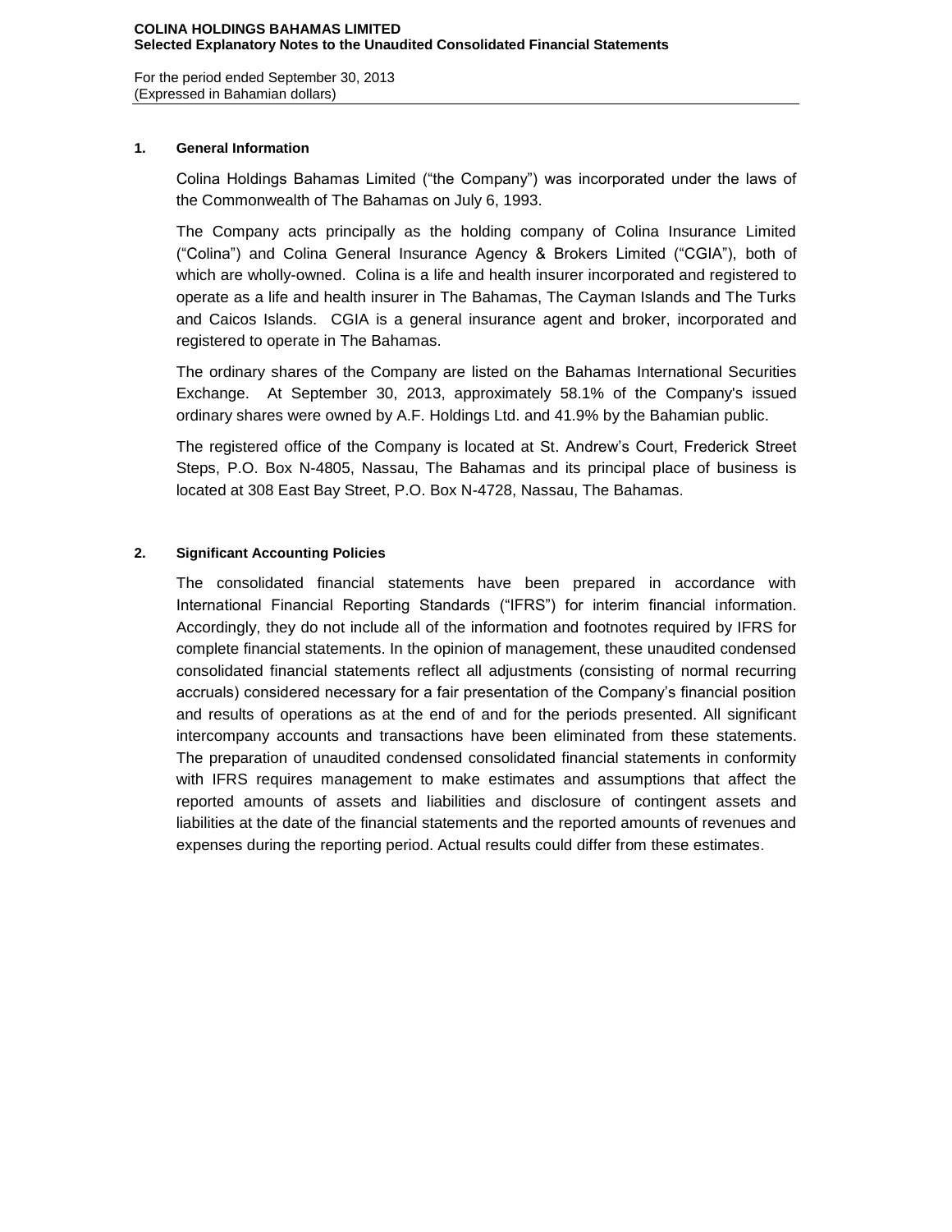## 1. General Information

Colina Holdings Bahamas Limited ("the Company") was incorporated under the laws of the Commonwealth of The Bahamas on July 6, 1993.

The Company acts principally as the holding company of Colina Insurance Limited ("Colina") and Colina General Insurance Agency & Brokers Limited ("CGIA"), both of which are wholly-owned. Colina is a life and health insurer incorporated and registered to operate as a life and health insurer in The Bahamas, The Cayman Islands and The Turks and Caicos Islands. CGIA is a general insurance agent and broker, incorporated and registered to operate in The Bahamas.

The ordinary shares of the Company are listed on the Bahamas International Securities Exchange. At September 30, 2013, approximately 58.1% of the Company's issued ordinary shares were owned by A.F. Holdings Ltd. and 41.9% by the Bahamian public.

The registered office of the Company is located at St. Andrew's Court, Frederick Street Steps, P.O. Box N-4805, Nassau, The Bahamas and its principal place of business is located at 308 East Bay Street, P.O. Box N-4728, Nassau, The Bahamas.

## 2. Significant Accounting Policies

The consolidated financial statements have been prepared in accordance with International Financial Reporting Standards ("IFRS") for interim financial information. Accordingly, they do not include all of the information and footnotes required by IFRS for complete financial statements. In the opinion of management, these unaudited condensed consolidated financial statements reflect all adjustments (consisting of normal recurring accruals) considered necessary for a fair presentation of the Company's financial position and results of operations as at the end of and for the periods presented. All significant intercompany accounts and transactions have been eliminated from these statements. The preparation of unaudited condensed consolidated financial statements in conformity with IFRS requires management to make estimates and assumptions that affect the reported amounts of assets and liabilities and disclosure of contingent assets and liabilities at the date of the financial statements and the reported amounts of revenues and expenses during the reporting period. Actual results could differ from these estimates.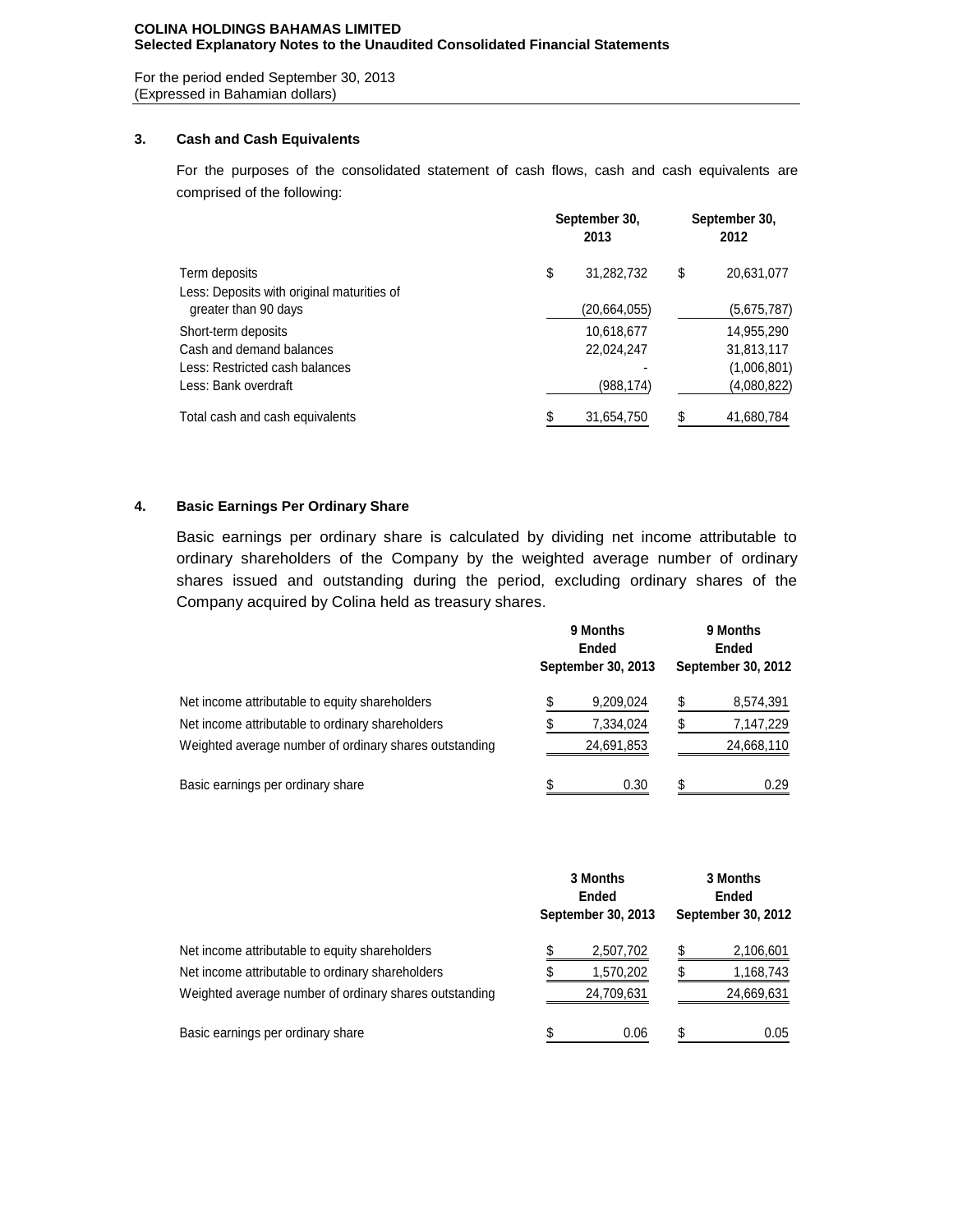COLINA HOLDINGS BAHAMAS LIMITED
**Selected Explanatory Notes to the Unaudited Consolidated Financial Statements**

For the period ended September 30, 2013
(Expressed in Bahamian dollars)

### 3. Cash and Cash Equivalents

For the purposes of the consolidated statement of cash flows, cash and cash equivalents are comprised of the following:

| | September 30, 2013 | September 30, 2012 |
|---|---|---|
| Term deposits | $ 31,282,732 | $ 20,631,077 |
| Less: Deposits with original maturities of greater than 90 days | (20,664,055) | (5,675,787) |
| Short-term deposits | 10,618,677 | 14,955,290 |
| Cash and demand balances | 22,024,247 | 31,813,117 |
| Less: Restricted cash balances | - | (1,006,801) |
| Less: Bank overdraft | (988,174) | (4,080,822) |
| Total cash and cash equivalents | $ 31,654,750 | $ 41,680,784 |

### 4. Basic Earnings Per Ordinary Share

Basic earnings per ordinary share is calculated by dividing net income attributable to ordinary shareholders of the Company by the weighted average number of ordinary shares issued and outstanding during the period, excluding ordinary shares of the Company acquired by Colina held as treasury shares.

| | 9 Months Ended September 30, 2013 | 9 Months Ended September 30, 2012 |
|---|---|---|
| Net income attributable to equity shareholders | $ 9,209,024 | $ 8,574,391 |
| Net income attributable to ordinary shareholders | $ 7,334,024 | $ 7,147,229 |
| Weighted average number of ordinary shares outstanding | 24,691,853 | 24,668,110 |
| Basic earnings per ordinary share | $ 0.30 | $ 0.29 |

| | 3 Months Ended September 30, 2013 | 3 Months Ended September 30, 2012 |
|---|---|---|
| Net income attributable to equity shareholders | $ 2,507,702 | $ 2,106,601 |
| Net income attributable to ordinary shareholders | $ 1,570,202 | $ 1,168,743 |
| Weighted average number of ordinary shares outstanding | 24,709,631 | 24,669,631 |
| Basic earnings per ordinary share | $ 0.06 | $ 0.05 |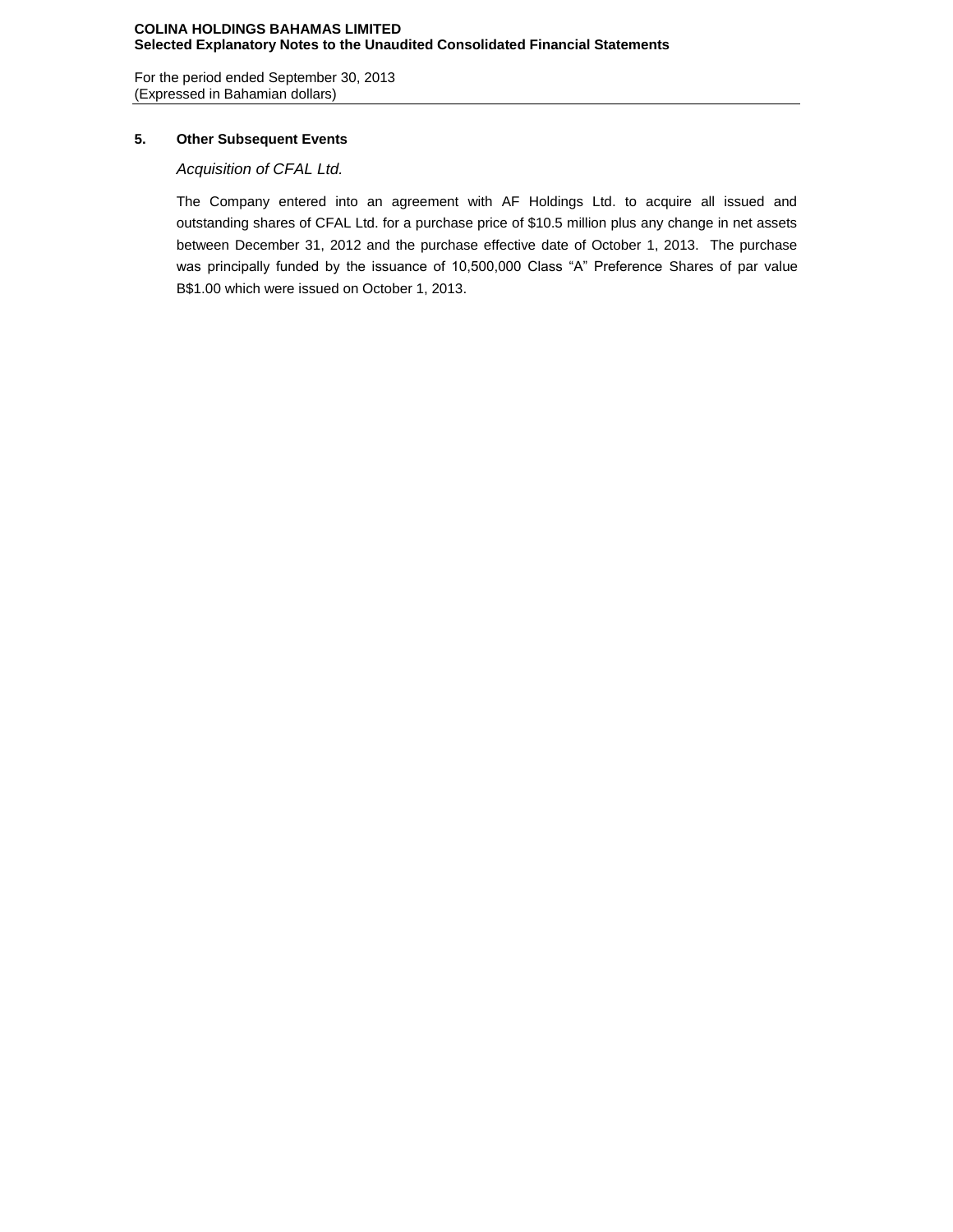## 5. Other Subsequent Events

*Acquisition of CFAL Ltd.*

The Company entered into an agreement with AF Holdings Ltd. to acquire all issued and outstanding shares of CFAL Ltd. for a purchase price of $10.5 million plus any change in net assets between December 31, 2012 and the purchase effective date of October 1, 2013. The purchase was principally funded by the issuance of 10,500,000 Class "A" Preference Shares of par value B$1.00 which were issued on October 1, 2013.